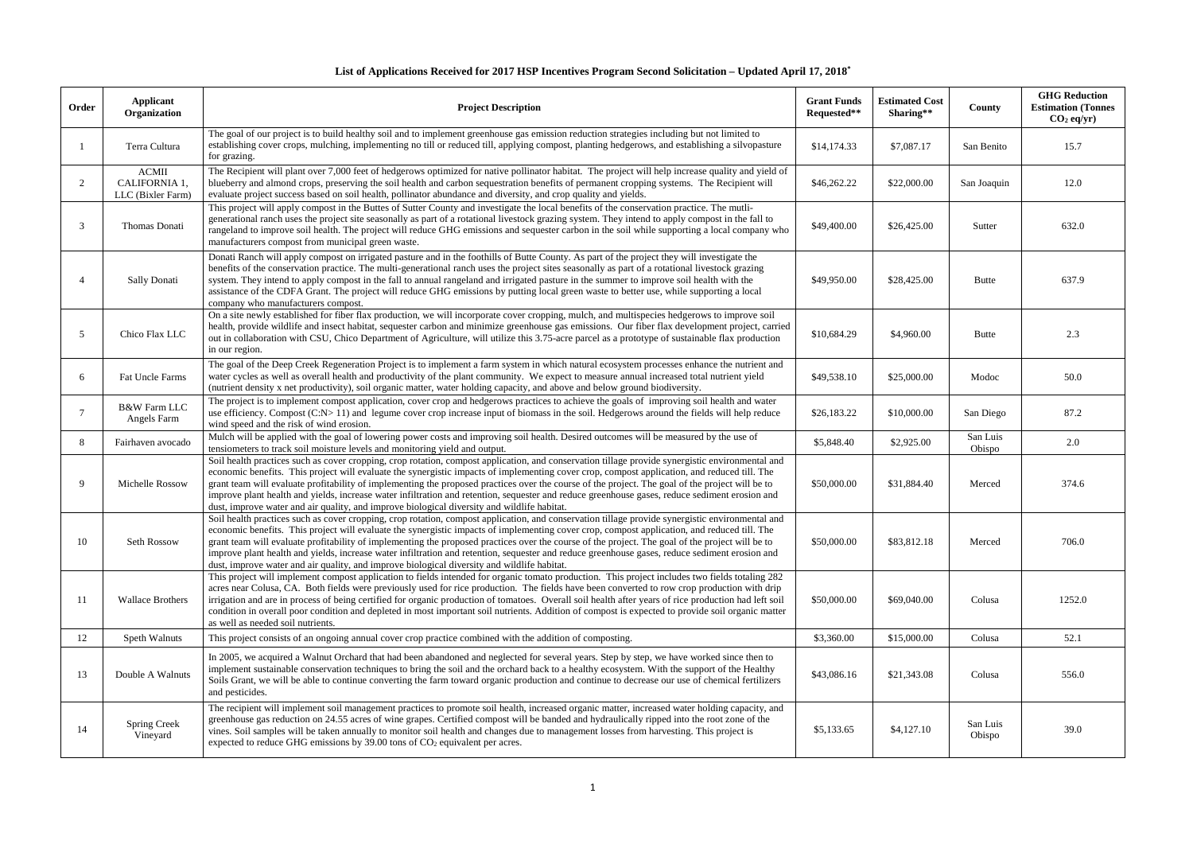# List of Applications Received for 2017 HSP Incentives Program Second Solicitation – Updated April 17, 2018*

| Order | Applicant Organization | Project Description | Grant Funds Requested** | Estimated Cost Sharing** | County | GHG Reduction Estimation (Tonnes $CO_2$ eq/yr) |
|---|---|---|---|---|---|---|
| 1 | Terra Cultura | The goal of our project is to build healthy soil and to implement greenhouse gas emission reduction strategies including but not limited to establishing cover crops, mulching, implementing no till or reduced till, applying compost, planting hedgerows, and establishing a silvopasture for grazing. | $14,174.33 | $7,087.17 | San Benito | 15.7 |
| 2 | ACMII CALIFORNIA 1, LLC (Bixler Farm) | The Recipient will plant over 7,000 feet of hedgerows optimized for native pollinator habitat. The project will help increase quality and yield of blueberry and almond crops, preserving the soil health and carbon sequestration benefits of permanent cropping systems. The Recipient will evaluate project success based on soil health, pollinator abundance and diversity, and crop quality and yields. | $46,262.22 | $22,000.00 | San Joaquin | 12.0 |
| 3 | Thomas Donati | This project will apply compost in the Buttes of Sutter County and investigate the local benefits of the conservation practice. The mutli-generational ranch uses the project site seasonally as part of a rotational livestock grazing system. They intend to apply compost in the fall to rangeland to improve soil health. The project will reduce GHG emissions and sequester carbon in the soil while supporting a local company who manufacturers compost from municipal green waste. | $49,400.00 | $26,425.00 | Sutter | 632.0 |
| 4 | Sally Donati | Donati Ranch will apply compost on irrigated pasture and in the foothills of Butte County. As part of the project they will investigate the benefits of the conservation practice. The multi-generational ranch uses the project sites seasonally as part of a rotational livestock grazing system. They intend to apply compost in the fall to annual rangeland and irrigated pasture in the summer to improve soil health with the assistance of the CDFA Grant. The project will reduce GHG emissions by putting local green waste to better use, while supporting a local company who manufacturers compost. | $49,950.00 | $28,425.00 | Butte | 637.9 |
| 5 | Chico Flax LLC | On a site newly established for fiber flax production, we will incorporate cover cropping, mulch, and multispecies hedgerows to improve soil health, provide wildlife and insect habitat, sequester carbon and minimize greenhouse gas emissions. Our fiber flax development project, carried out in collaboration with CSU, Chico Department of Agriculture, will utilize this 3.75-acre parcel as a prototype of sustainable flax production in our region. | $10,684.29 | $4,960.00 | Butte | 2.3 |
| 6 | Fat Uncle Farms | The goal of the Deep Creek Regeneration Project is to implement a farm system in which natural ecosystem processes enhance the nutrient and water cycles as well as overall health and productivity of the plant community. We expect to measure annual increased total nutrient yield (nutrient density x net productivity), soil organic matter, water holding capacity, and above and below ground biodiversity. | $49,538.10 | $25,000.00 | Modoc | 50.0 |
| 7 | B&W Farm LLC Angels Farm | The project is to implement compost application, cover crop and hedgerows practices to achieve the goals of improving soil health and water use efficiency. Compost (C:N> 11) and legume cover crop increase input of biomass in the soil. Hedgerows around the fields will help reduce wind speed and the risk of wind erosion. | $26,183.22 | $10,000.00 | San Diego | 87.2 |
| 8 | Fairhaven avocado | Mulch will be applied with the goal of lowering power costs and improving soil health. Desired outcomes will be measured by the use of tensiometers to track soil moisture levels and monitoring yield and output. | $5,848.40 | $2,925.00 | San Luis Obispo | 2.0 |
| 9 | Michelle Rossow | Soil health practices such as cover cropping, crop rotation, compost application, and conservation tillage provide synergistic environmental and economic benefits. This project will evaluate the synergistic impacts of implementing cover crop, compost application, and reduced till. The grant team will evaluate profitability of implementing the proposed practices over the course of the project. The goal of the project will be to improve plant health and yields, increase water infiltration and retention, sequester and reduce greenhouse gases, reduce sediment erosion and dust, improve water and air quality, and improve biological diversity and wildlife habitat. | $50,000.00 | $31,884.40 | Merced | 374.6 |
| 10 | Seth Rossow | Soil health practices such as cover cropping, crop rotation, compost application, and conservation tillage provide synergistic environmental and economic benefits. This project will evaluate the synergistic impacts of implementing cover crop, compost application, and reduced till. The grant team will evaluate profitability of implementing the proposed practices over the course of the project. The goal of the project will be to improve plant health and yields, increase water infiltration and retention, sequester and reduce greenhouse gases, reduce sediment erosion and dust, improve water and air quality, and improve biological diversity and wildlife habitat. | $50,000.00 | $83,812.18 | Merced | 706.0 |
| 11 | Wallace Brothers | This project will implement compost application to fields intended for organic tomato production. This project includes two fields totaling 282 acres near Colusa, CA. Both fields were previously used for rice production. The fields have been converted to row crop production with drip irrigation and are in process of being certified for organic production of tomatoes. Overall soil health after years of rice production had left soil condition in overall poor condition and depleted in most important soil nutrients. Addition of compost is expected to provide soil organic matter as well as needed soil nutrients. | $50,000.00 | $69,040.00 | Colusa | 1252.0 |
| 12 | Speth Walnuts | This project consists of an ongoing annual cover crop practice combined with the addition of composting. | $3,360.00 | $15,000.00 | Colusa | 52.1 |
| 13 | Double A Walnuts | In 2005, we acquired a Walnut Orchard that had been abandoned and neglected for several years. Step by step, we have worked since then to implement sustainable conservation techniques to bring the soil and the orchard back to a healthy ecosystem. With the support of the Healthy Soils Grant, we will be able to continue converting the farm toward organic production and continue to decrease our use of chemical fertilizers and pesticides. | $43,086.16 | $21,343.08 | Colusa | 556.0 |
| 14 | Spring Creek Vineyard | The recipient will implement soil management practices to promote soil health, increased organic matter, increased water holding capacity, and greenhouse gas reduction on 24.55 acres of wine grapes. Certified compost will be banded and hydraulically ripped into the root zone of the vines. Soil samples will be taken annually to monitor soil health and changes due to management losses from harvesting. This project is expected to reduce GHG emissions by 39.00 tons of $CO_2$ equivalent per acres. | $5,133.65 | $4,127.10 | San Luis Obispo | 39.0 |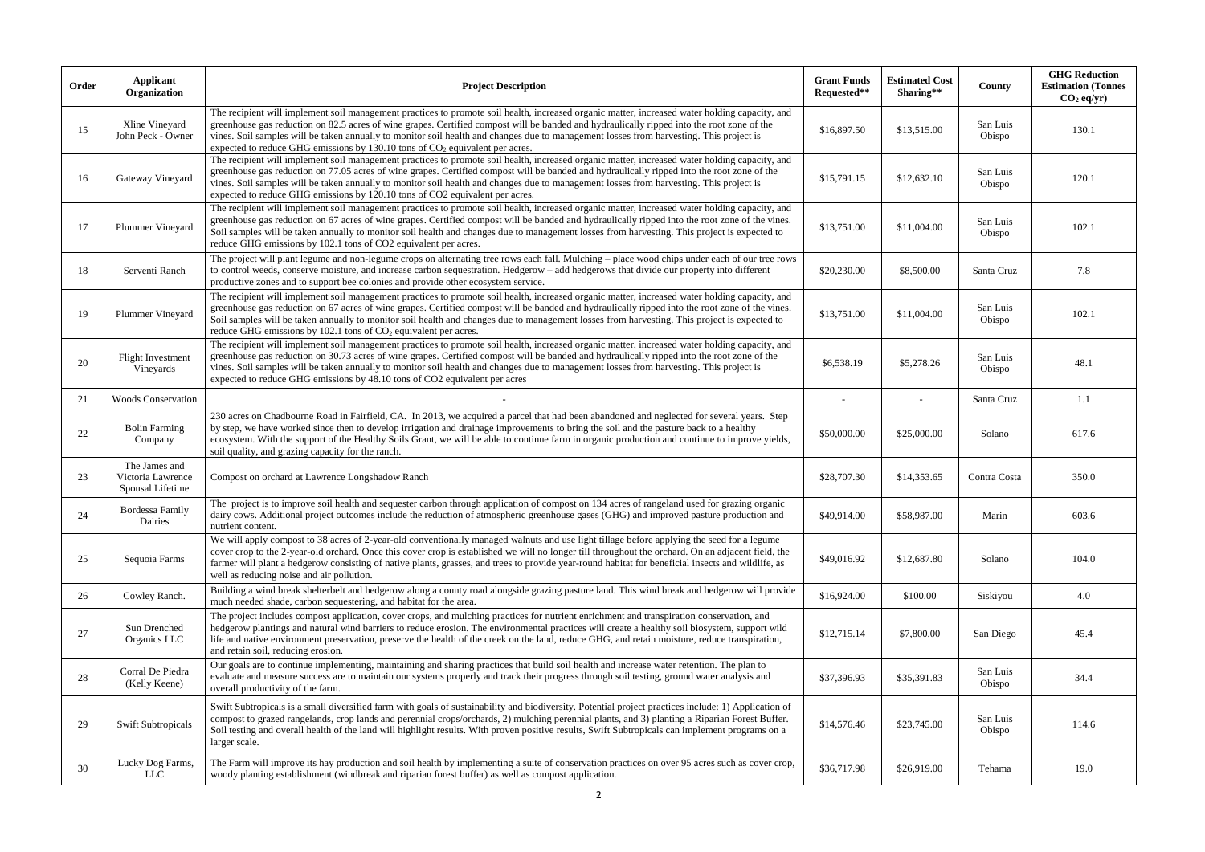| Order | Applicant Organization | Project Description | Grant Funds Requested** | Estimated Cost Sharing** | County | GHG Reduction Estimation (Tonnes $CO_2$ eq/yr) |
|---|---|---|---|---|---|---|
| 15 | Xline Vineyard John Peck - Owner | The recipient will implement soil management practices to promote soil health, increased organic matter, increased water holding capacity, and greenhouse gas reduction on 82.5 acres of wine grapes. Certified compost will be banded and hydraulically ripped into the root zone of the vines. Soil samples will be taken annually to monitor soil health and changes due to management losses from harvesting. This project is expected to reduce GHG emissions by 130.10 tons of $CO_2$ equivalent per acres. | $16,897.50 | $13,515.00 | San Luis Obispo | 130.1 |
| 16 | Gateway Vineyard | The recipient will implement soil management practices to promote soil health, increased organic matter, increased water holding capacity, and greenhouse gas reduction on 77.05 acres of wine grapes. Certified compost will be banded and hydraulically ripped into the root zone of the vines. Soil samples will be taken annually to monitor soil health and changes due to management losses from harvesting. This project is expected to reduce GHG emissions by 120.10 tons of CO2 equivalent per acres. | $15,791.15 | $12,632.10 | San Luis Obispo | 120.1 |
| 17 | Plummer Vineyard | The recipient will implement soil management practices to promote soil health, increased organic matter, increased water holding capacity, and greenhouse gas reduction on 67 acres of wine grapes. Certified compost will be banded and hydraulically ripped into the root zone of the vines. Soil samples will be taken annually to monitor soil health and changes due to management losses from harvesting. This project is expected to reduce GHG emissions by 102.1 tons of CO2 equivalent per acres. | $13,751.00 | $11,004.00 | San Luis Obispo | 102.1 |
| 18 | Serventi Ranch | The project will plant legume and non-legume crops on alternating tree rows each fall. Mulching – place wood chips under each of our tree rows to control weeds, conserve moisture, and increase carbon sequestration. Hedgerow – add hedgerows that divide our property into different productive zones and to support bee colonies and provide other ecosystem service. | $20,230.00 | $8,500.00 | Santa Cruz | 7.8 |
| 19 | Plummer Vineyard | The recipient will implement soil management practices to promote soil health, increased organic matter, increased water holding capacity, and greenhouse gas reduction on 67 acres of wine grapes. Certified compost will be banded and hydraulically ripped into the root zone of the vines. Soil samples will be taken annually to monitor soil health and changes due to management losses from harvesting. This project is expected to reduce GHG emissions by 102.1 tons of $CO_2$ equivalent per acres. | $13,751.00 | $11,004.00 | San Luis Obispo | 102.1 |
| 20 | Flight Investment Vineyards | The recipient will implement soil management practices to promote soil health, increased organic matter, increased water holding capacity, and greenhouse gas reduction on 30.73 acres of wine grapes. Certified compost will be banded and hydraulically ripped into the root zone of the vines. Soil samples will be taken annually to monitor soil health and changes due to management losses from harvesting. This project is expected to reduce GHG emissions by 48.10 tons of CO2 equivalent per acres | $6,538.19 | $5,278.26 | San Luis Obispo | 48.1 |
| 21 | Woods Conservation | - | - | - | Santa Cruz | 1.1 |
| 22 | Bolin Farming Company | 230 acres on Chadbourne Road in Fairfield, CA. In 2013, we acquired a parcel that had been abandoned and neglected for several years. Step by step, we have worked since then to develop irrigation and drainage improvements to bring the soil and the pasture back to a healthy ecosystem. With the support of the Healthy Soils Grant, we will be able to continue farm in organic production and continue to improve yields, soil quality, and grazing capacity for the ranch. | $50,000.00 | $25,000.00 | Solano | 617.6 |
| 23 | The James and Victoria Lawrence Spousal Lifetime | Compost on orchard at Lawrence Longshadow Ranch | $28,707.30 | $14,353.65 | Contra Costa | 350.0 |
| 24 | Bordessa Family Dairies | The project is to improve soil health and sequester carbon through application of compost on 134 acres of rangeland used for grazing organic dairy cows. Additional project outcomes include the reduction of atmospheric greenhouse gases (GHG) and improved pasture production and nutrient content. | $49,914.00 | $58,987.00 | Marin | 603.6 |
| 25 | Sequoia Farms | We will apply compost to 38 acres of 2-year-old conventionally managed walnuts and use light tillage before applying the seed for a legume cover crop to the 2-year-old orchard. Once this cover crop is established we will no longer till throughout the orchard. On an adjacent field, the farmer will plant a hedgerow consisting of native plants, grasses, and trees to provide year-round habitat for beneficial insects and wildlife, as well as reducing noise and air pollution. | $49,016.92 | $12,687.80 | Solano | 104.0 |
| 26 | Cowley Ranch. | Building a wind break shelterbelt and hedgerow along a county road alongside grazing pasture land. This wind break and hedgerow will provide much needed shade, carbon sequestering, and habitat for the area. | $16,924.00 | $100.00 | Siskiyou | 4.0 |
| 27 | Sun Drenched Organics LLC | The project includes compost application, cover crops, and mulching practices for nutrient enrichment and transpiration conservation, and hedgerow plantings and natural wind barriers to reduce erosion. The environmental practices will create a healthy soil biosystem, support wild life and native environment preservation, preserve the health of the creek on the land, reduce GHG, and retain moisture, reduce transpiration, and retain soil, reducing erosion. | $12,715.14 | $7,800.00 | San Diego | 45.4 |
| 28 | Corral De Piedra (Kelly Keene) | Our goals are to continue implementing, maintaining and sharing practices that build soil health and increase water retention. The plan to evaluate and measure success are to maintain our systems properly and track their progress through soil testing, ground water analysis and overall productivity of the farm. | $37,396.93 | $35,391.83 | San Luis Obispo | 34.4 |
| 29 | Swift Subtropicals | Swift Subtropicals is a small diversified farm with goals of sustainability and biodiversity. Potential project practices include: 1) Application of compost to grazed rangelands, crop lands and perennial crops/orchards, 2) mulching perennial plants, and 3) planting a Riparian Forest Buffer. Soil testing and overall health of the land will highlight results. With proven positive results, Swift Subtropicals can implement programs on a larger scale. | $14,576.46 | $23,745.00 | San Luis Obispo | 114.6 |
| 30 | Lucky Dog Farms, LLC | The Farm will improve its hay production and soil health by implementing a suite of conservation practices on over 95 acres such as cover crop, woody planting establishment (windbreak and riparian forest buffer) as well as compost application. | $36,717.98 | $26,919.00 | Tehama | 19.0 |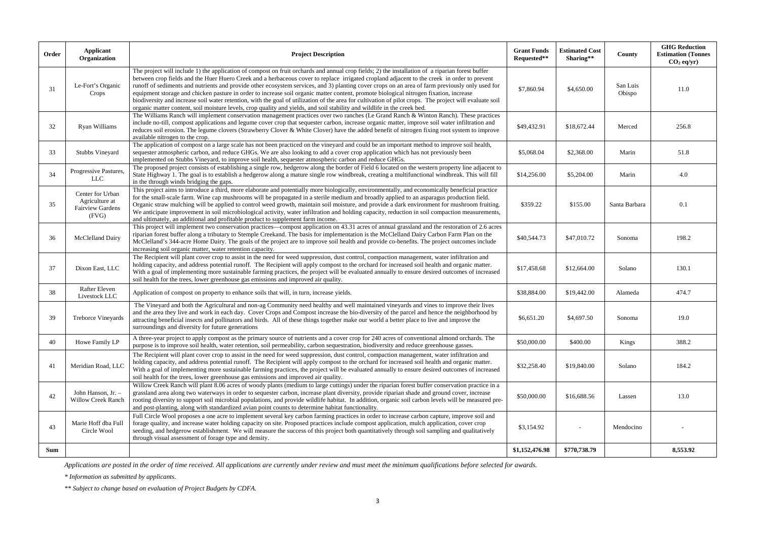| Order | Applicant Organization | Project Description | Grant Funds Requested** | Estimated Cost Sharing** | County | GHG Reduction Estimation (Tonnes $CO_2$ eq/yr) |
|---|---|---|---|---|---|---|
| 31 | Le-Fort's Organic Crops | The project will include 1) the application of compost on fruit orchards and annual crop fields; 2) the installation of a riparian forest buffer between crop fields and the Huer Huero Creek and a herbaceous cover to replace irrigated cropland adjacent to the creek in order to prevent runoff of sediments and nutrients and provide other ecosystem services, and 3) planting cover crops on an area of farm previously only used for equipment storage and chicken pasture in order to increase soil organic matter content, promote biological nitrogen fixation, increase biodiversity and increase soil water retention, with the goal of utilization of the area for cultivation of pilot crops. The project will evaluate soil organic matter content, soil moisture levels, crop quality and yields, and soil stability and wildlife in the creek bed. | $7,860.94 | $4,650.00 | San Luis Obispo | 11.0 |
| 32 | Ryan Williams | The Williams Ranch will implement conservation management practices over two ranches (Le Grand Ranch & Winton Ranch). These practices include no-till, compost applications and legume cover crop that sequester carbon, increase organic matter, improve soil water infiltration and reduces soil erosion. The legume clovers (Strawberry Clover & White Clover) have the added benefit of nitrogen fixing root system to improve available nitrogen to the crop. | $49,432.91 | $18,672.44 | Merced | 256.8 |
| 33 | Stubbs Vineyard | The application of compost on a large scale has not been practiced on the vineyard and could be an important method to improve soil health, sequester atmospheric carbon, and reduce GHGs. We are also looking to add a cover crop application which has not previously been implemented on Stubbs Vineyard, to improve soil health, sequester atmospheric carbon and reduce GHGs. | $5,068.04 | $2,368.00 | Marin | 51.8 |
| 34 | Progressive Pastures, LLC | The proposed project consists of establishing a single row, hedgerow along the border of Field 6 located on the western property line adjacent to State Highway 1. The goal is to establish a hedgerow along a mature single row windbreak, creating a multifunctional windbreak. This will fill in the through winds bridging the gaps. | $14,256.00 | $5,204.00 | Marin | 4.0 |
| 35 | Center for Urban Agriculture at Fairview Gardens (FVG) | This project aims to introduce a third, more elaborate and potentially more biologically, environmentally, and economically beneficial practice for the small-scale farm. Wine cap mushrooms will be propagated in a sterile medium and broadly applied to an asparagus production field. Organic straw mulching will be applied to control weed growth, maintain soil moisture, and provide a dark environment for mushroom fruiting. We anticipate improvement in soil microbiological activity, water infiltration and holding capacity, reduction in soil compaction measurements, and ultimately, an additional and profitable product to supplement farm income. | $359.22 | $155.00 | Santa Barbara | 0.1 |
| 36 | McClelland Dairy | This project will implement two conservation practices—compost application on 43.31 acres of annual grassland and the restoration of 2.6 acres riparian forest buffer along a tributary to Stemple Creekand. The basis for implementation is the McClelland Dairy Carbon Farm Plan on the McClelland's 344-acre Home Dairy. The goals of the project are to improve soil health and provide co-benefits. The project outcomes include increasing soil organic matter, water retention capacity. | $40,544.73 | $47,010.72 | Sonoma | 198.2 |
| 37 | Dixon East, LLC | The Recipient will plant cover crop to assist in the need for weed suppression, dust control, compaction management, water infiltration and holding capacity, and address potential runoff. The Recipient will apply compost to the orchard for increased soil health and organic matter. With a goal of implementing more sustainable farming practices, the project will be evaluated annually to ensure desired outcomes of increased soil health for the trees, lower greenhouse gas emissions and improved air quality. | $17,458.68 | $12,664.00 | Solano | 130.1 |
| 38 | Rafter Eleven Livestock LLC | Application of compost on property to enhance soils that will, in turn, increase yields. | $38,884.00 | $19,442.00 | Alameda | 474.7 |
| 39 | Treborce Vineyards | The Vineyard and both the Agricultural and non-ag Community need healthy and well maintained vineyards and vines to improve their lives and the area they live and work in each day. Cover Crops and Compost increase the bio-diversity of the parcel and hence the neighborhood by attracting beneficial insects and pollinators and birds. All of these things together make our world a better place to live and improve the surroundings and diversity for future generations | $6,651.20 | $4,697.50 | Sonoma | 19.0 |
| 40 | Howe Family LP | A three-year project to apply compost as the primary source of nutrients and a cover crop for 240 acres of conventional almond orchards. The purpose is to improve soil health, water retention, soil permeability, carbon sequestration, biodiversity and reduce greenhouse gasses. | $50,000.00 | $400.00 | Kings | 388.2 |
| 41 | Meridian Road, LLC | The Recipient will plant cover crop to assist in the need for weed suppression, dust control, compaction management, water infiltration and holding capacity, and address potential runoff. The Recipient will apply compost to the orchard for increased soil health and organic matter. With a goal of implementing more sustainable farming practices, the project will be evaluated annually to ensure desired outcomes of increased soil health for the trees, lower greenhouse gas emissions and improved air quality. | $32,258.40 | $19,840.00 | Solano | 184.2 |
| 42 | John Hanson, Jr. – Willow Creek Ranch | Willow Creek Ranch will plant 8.06 acres of woody plants (medium to large cuttings) under the riparian forest buffer conservation practice in a grassland area along two waterways in order to sequester carbon, increase plant diversity, provide riparian shade and ground cover, increase rooting diversity to support soil microbial populations, and provide wildlife habitat. In addition, organic soil carbon levels will be measured pre- and post-planting, along with standardized avian point counts to determine habitat functionality. | $50,000.00 | $16,688.56 | Lassen | 13.0 |
| 43 | Marie Hoff dba Full Circle Wool | Full Circle Wool proposes a one acre to implement several key carbon farming practices in order to increase carbon capture, improve soil and forage quality, and increase water holding capacity on site. Proposed practices include compost application, mulch application, cover crop seeding, and hedgerow establishment. We will measure the success of this project both quantitatively through soil sampling and qualitatively through visual assessment of forage type and density. | $3,154.92 | - | Mendocino | - |
| **Sum** | | | **$1,152,476.98** | **$770,738.79** | | **8,553.92** |

*Applications are posted in the order of time received. All applications are currently under review and must meet the minimum qualifications before selected for awards.*

*\* Information as submitted by applicants.*

*\*\* Subject to change based on evaluation of Project Budgets by CDFA.*